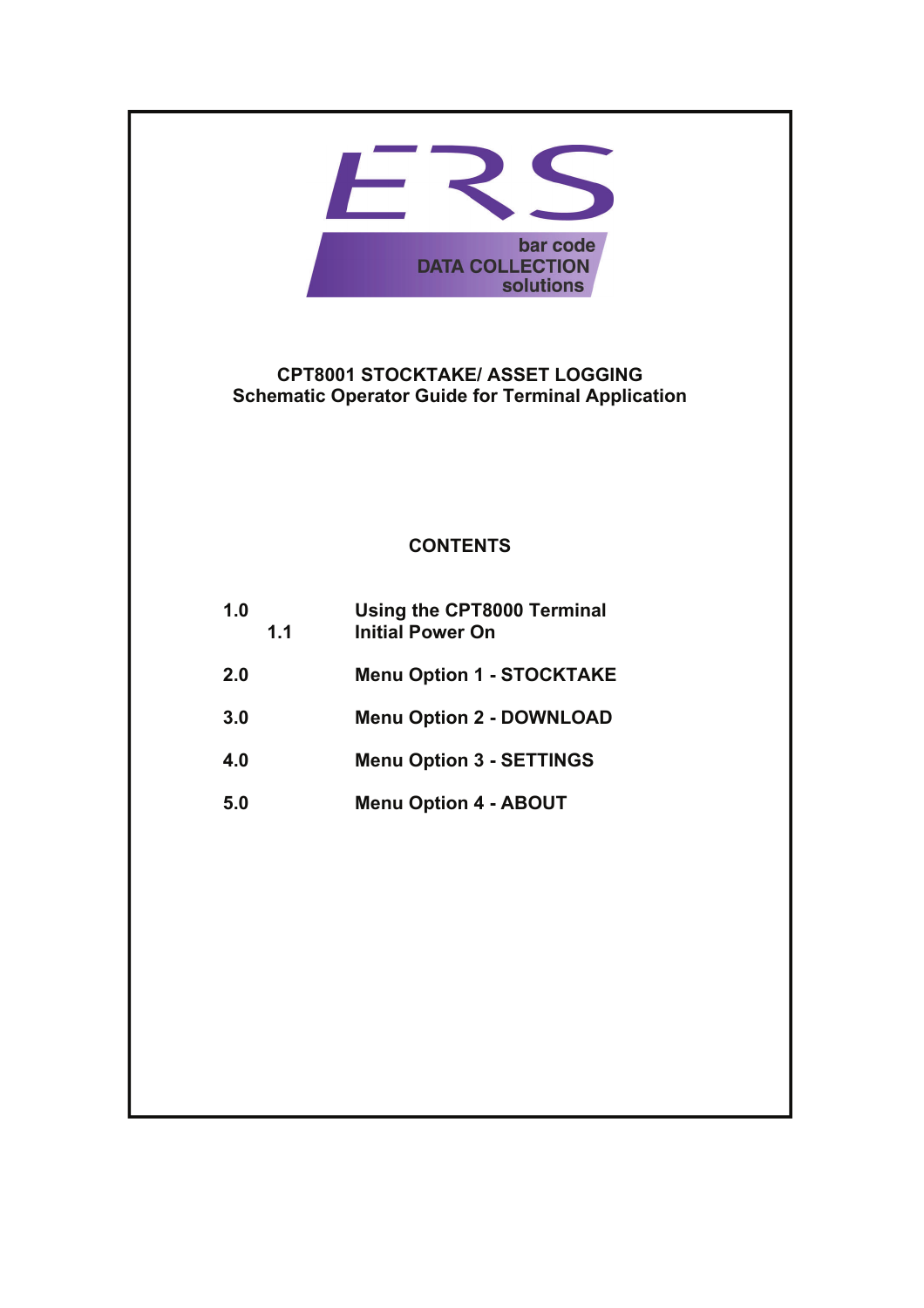ERS

bar code
DATA COLLECTION
solutions

# CPT8001 STOCKTAKE/ ASSET LOGGING
## Schematic Operator Guide for Terminal Application

## CONTENTS

| | | |
|---|---|---|
| 1.0 | | Using the CPT8000 Terminal |
| | 1.1 | Initial Power On |
| 2.0 | | Menu Option 1 - STOCKTAKE |
| 3.0 | | Menu Option 2 - DOWNLOAD |
| 4.0 | | Menu Option 3 - SETTINGS |
| 5.0 | | Menu Option 4 - ABOUT |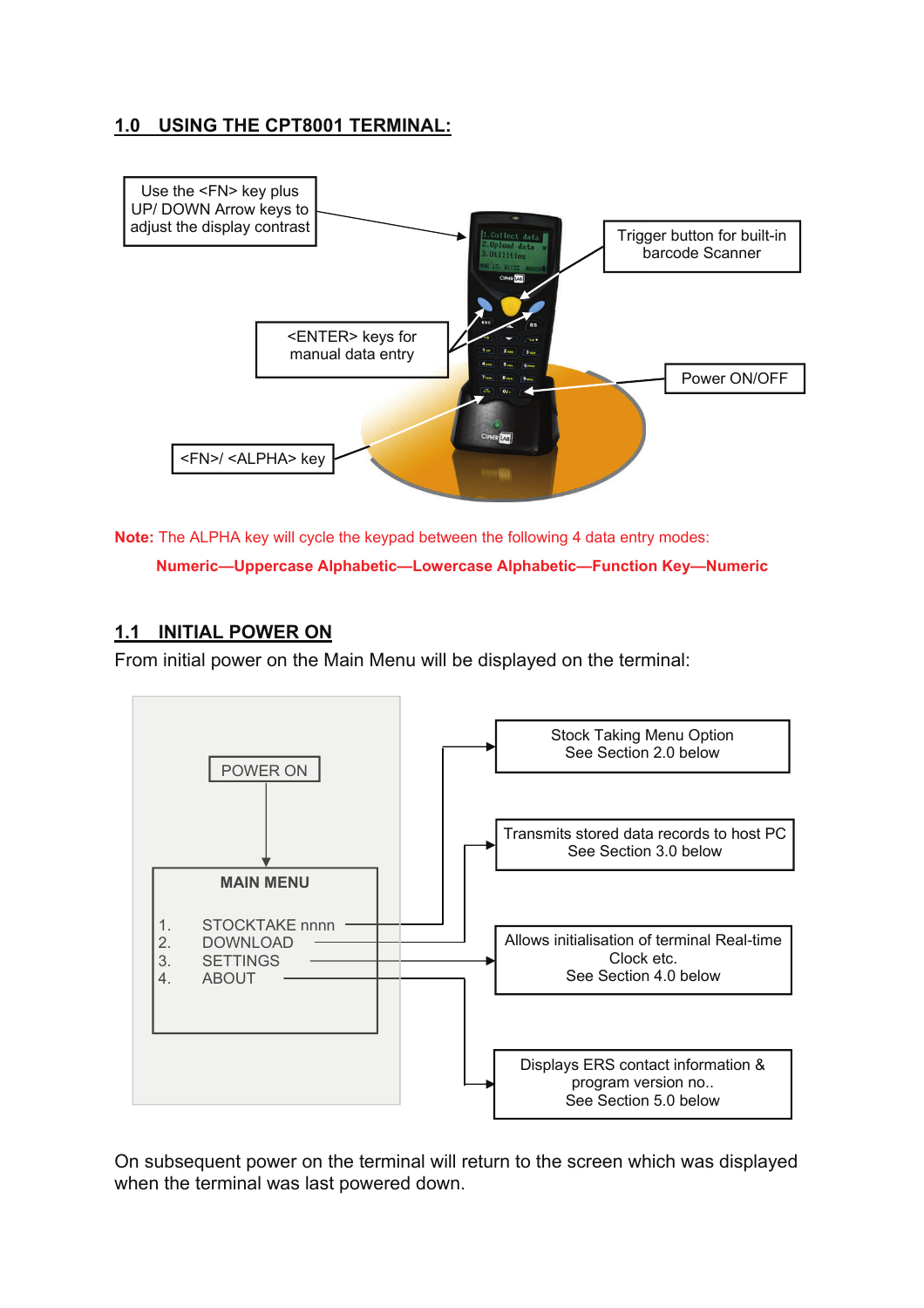## 1.0 USING THE CPT8001 TERMINAL:

Use the <FN> key plus UP/ DOWN Arrow keys to adjust the display contrast

Trigger button for built-in barcode Scanner

<ENTER> keys for manual data entry

Power ON/OFF

<FN>/ <ALPHA> key

**Note:** The ALPHA key will cycle the keypad between the following 4 data entry modes:

**Numeric—Uppercase Alphabetic—Lowercase Alphabetic—Function Key—Numeric**

## 1.1 INITIAL POWER ON

From initial power on the Main Menu will be displayed on the terminal:

POWER ON

**MAIN MENU**

1. STOCKTAKE nnnn
2. DOWNLOAD
3. SETTINGS
4. ABOUT

Stock Taking Menu Option
See Section 2.0 below

Transmits stored data records to host PC
See Section 3.0 below

Allows initialisation of terminal Real-time Clock etc.
See Section 4.0 below

Displays ERS contact information & program version no..
See Section 5.0 below

On subsequent power on the terminal will return to the screen which was displayed when the terminal was last powered down.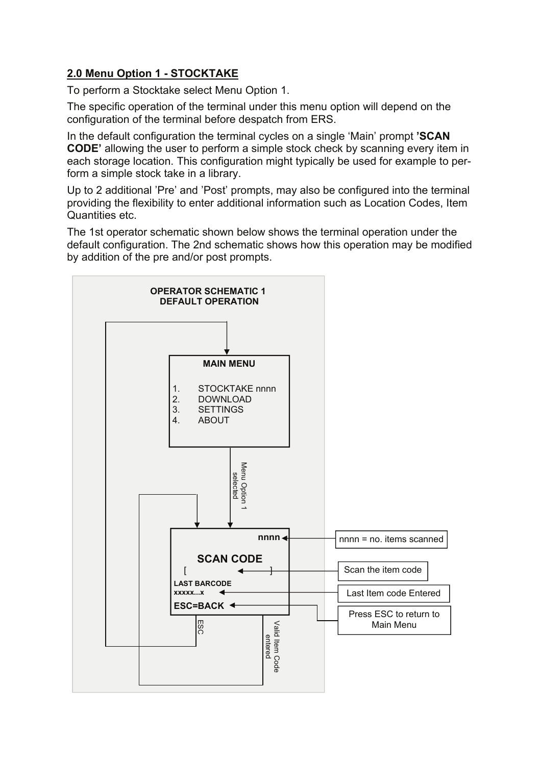## 2.0 Menu Option 1 - STOCKTAKE

To perform a Stocktake select Menu Option 1.

The specific operation of the terminal under this menu option will depend on the configuration of the terminal before despatch from ERS.

In the default configuration the terminal cycles on a single 'Main' prompt **'SCAN CODE'** allowing the user to perform a simple stock check by scanning every item in each storage location. This configuration might typically be used for example to perform a simple stock take in a library.

Up to 2 additional 'Pre' and 'Post' prompts, may also be configured into the terminal providing the flexibility to enter additional information such as Location Codes, Item Quantities etc.

The 1st operator schematic shown below shows the terminal operation under the default configuration. The 2nd schematic shows how this operation may be modified by addition of the pre and/or post prompts.

**OPERATOR SCHEMATIC 1**
**DEFAULT OPERATION**

**MAIN MENU**

1. STOCKTAKE nnnn
2. DOWNLOAD
3. SETTINGS
4. ABOUT

Menu Option 1 selected

nnnn

**SCAN CODE**

[ ]

LAST BARCODE
xxxxx...x

ESC=BACK

ESC

Valid Item Code entered

nnnn = no. items scanned

Scan the item code

Last Item code Entered

Press ESC to return to Main Menu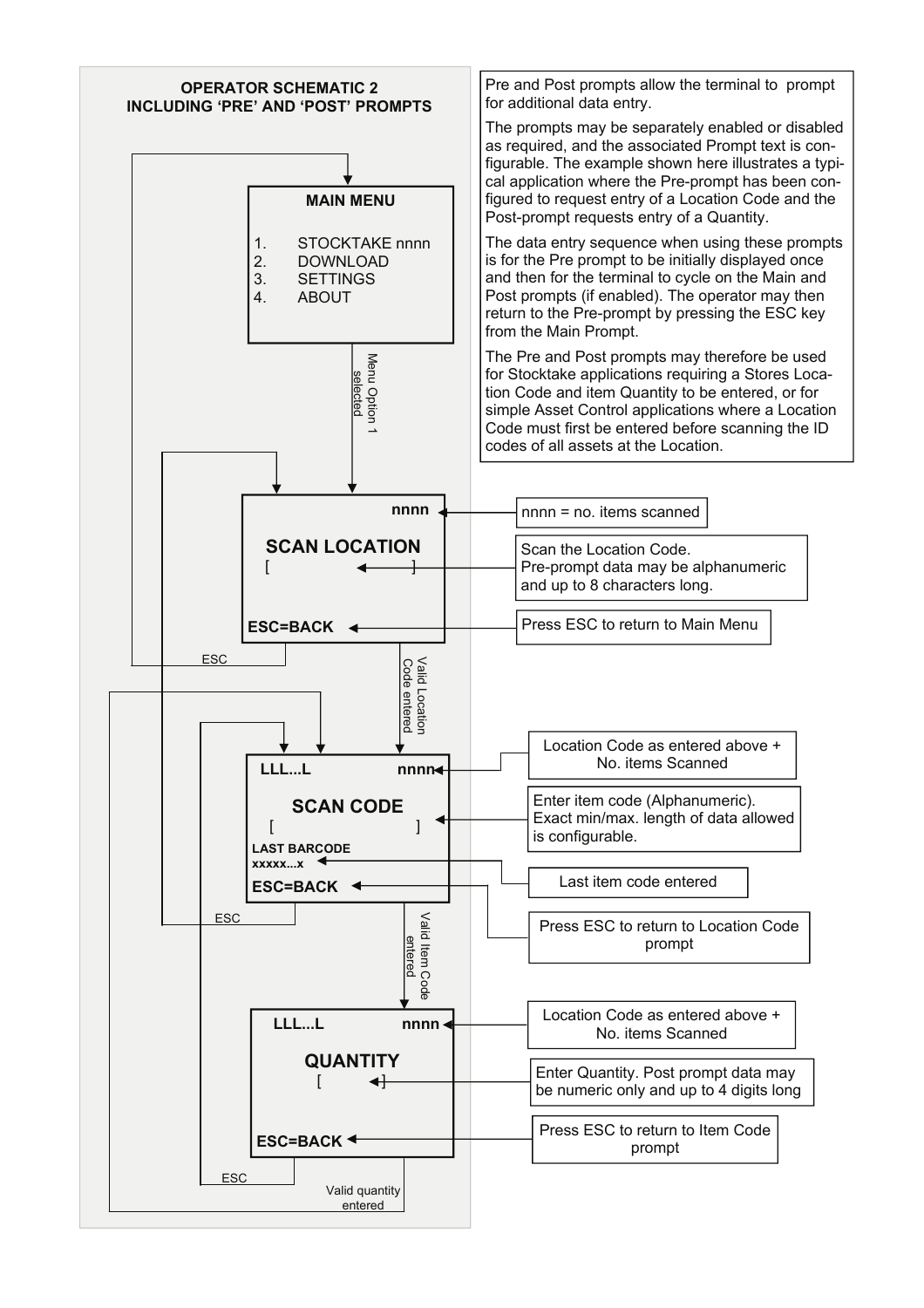## OPERATOR SCHEMATIC 2
## INCLUDING 'PRE' AND 'POST' PROMPTS

Pre and Post prompts allow the terminal to prompt for additional data entry.

The prompts may be separately enabled or disabled as required, and the associated Prompt text is configurable. The example shown here illustrates a typical application where the Pre-prompt has been configured to request entry of a Location Code and the Post-prompt requests entry of a Quantity.

The data entry sequence when using these prompts is for the Pre prompt to be initially displayed once and then for the terminal to cycle on the Main and Post prompts (if enabled). The operator may then return to the Pre-prompt by pressing the ESC key from the Main Prompt.

The Pre and Post prompts may therefore be used for Stocktake applications requiring a Stores Location Code and item Quantity to be entered, or for simple Asset Control applications where a Location Code must first be entered before scanning the ID codes of all assets at the Location.

**MAIN MENU**

1. STOCKTAKE nnnn
2. DOWNLOAD
3. SETTINGS
4. ABOUT

Menu Option 1 selected

**SCAN LOCATION** nnnn

[ ]

**ESC=BACK**

nnnn = no. items scanned

Scan the Location Code. Pre-prompt data may be alphanumeric and up to 8 characters long.

Press ESC to return to Main Menu

ESC

Valid Location Code entered

**LLL...L** nnnn

**SCAN CODE**

[ ]

**LAST BARCODE**
**xxxxx...x**

**ESC=BACK**

Location Code as entered above + No. items Scanned

Enter item code (Alphanumeric). Exact min/max. length of data allowed is configurable.

Last item code entered

Press ESC to return to Location Code prompt

ESC

Valid Item Code entered

**LLL...L** nnnn

**QUANTITY**

[ ]

**ESC=BACK**

Location Code as entered above + No. items Scanned

Enter Quantity. Post prompt data may be numeric only and up to 4 digits long

Press ESC to return to Item Code prompt

ESC

Valid quantity entered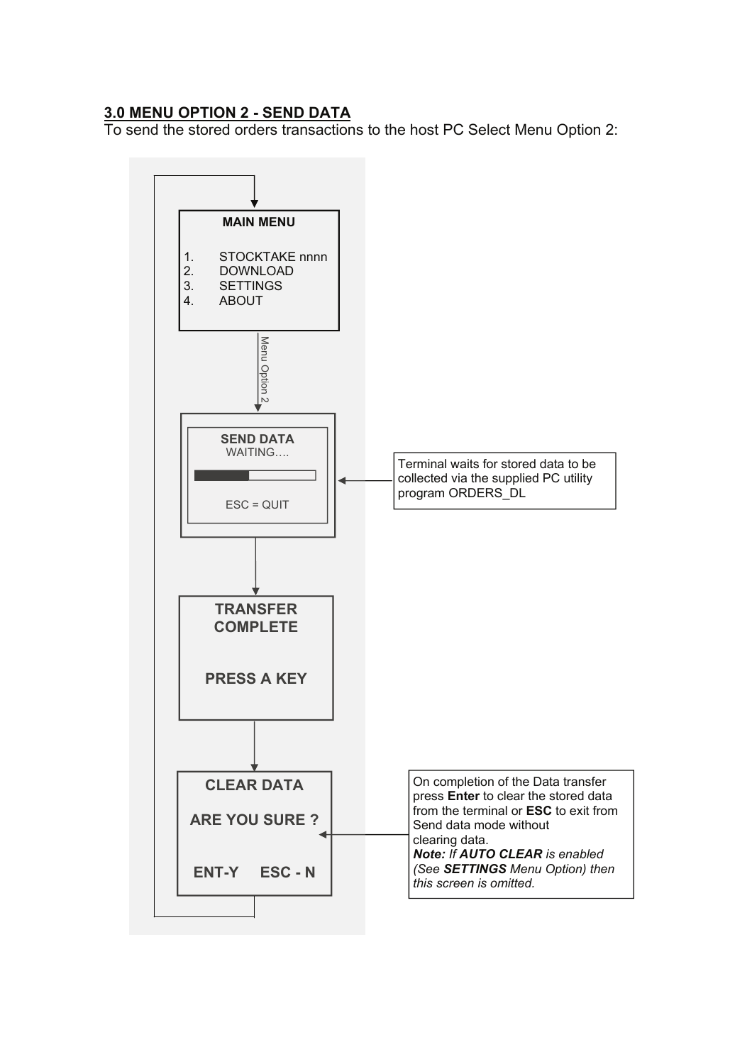## 3.0 MENU OPTION 2 - SEND DATA

To send the stored orders transactions to the host PC Select Menu Option 2:

**MAIN MENU**

1. STOCKTAKE nnnn
2. DOWNLOAD
3. SETTINGS
4. ABOUT

Menu Option 2

**SEND DATA**
WAITING....

ESC = QUIT

Terminal waits for stored data to be collected via the supplied PC utility program ORDERS_DL

**TRANSFER COMPLETE**

**PRESS A KEY**

**CLEAR DATA**

**ARE YOU SURE ?**

**ENT-Y ESC - N**

On completion of the Data transfer press **Enter** to clear the stored data from the terminal or **ESC** to exit from Send data mode without clearing data.
***Note:*** *If* ***AUTO CLEAR*** *is enabled (See* ***SETTINGS*** *Menu Option) then this screen is omitted.*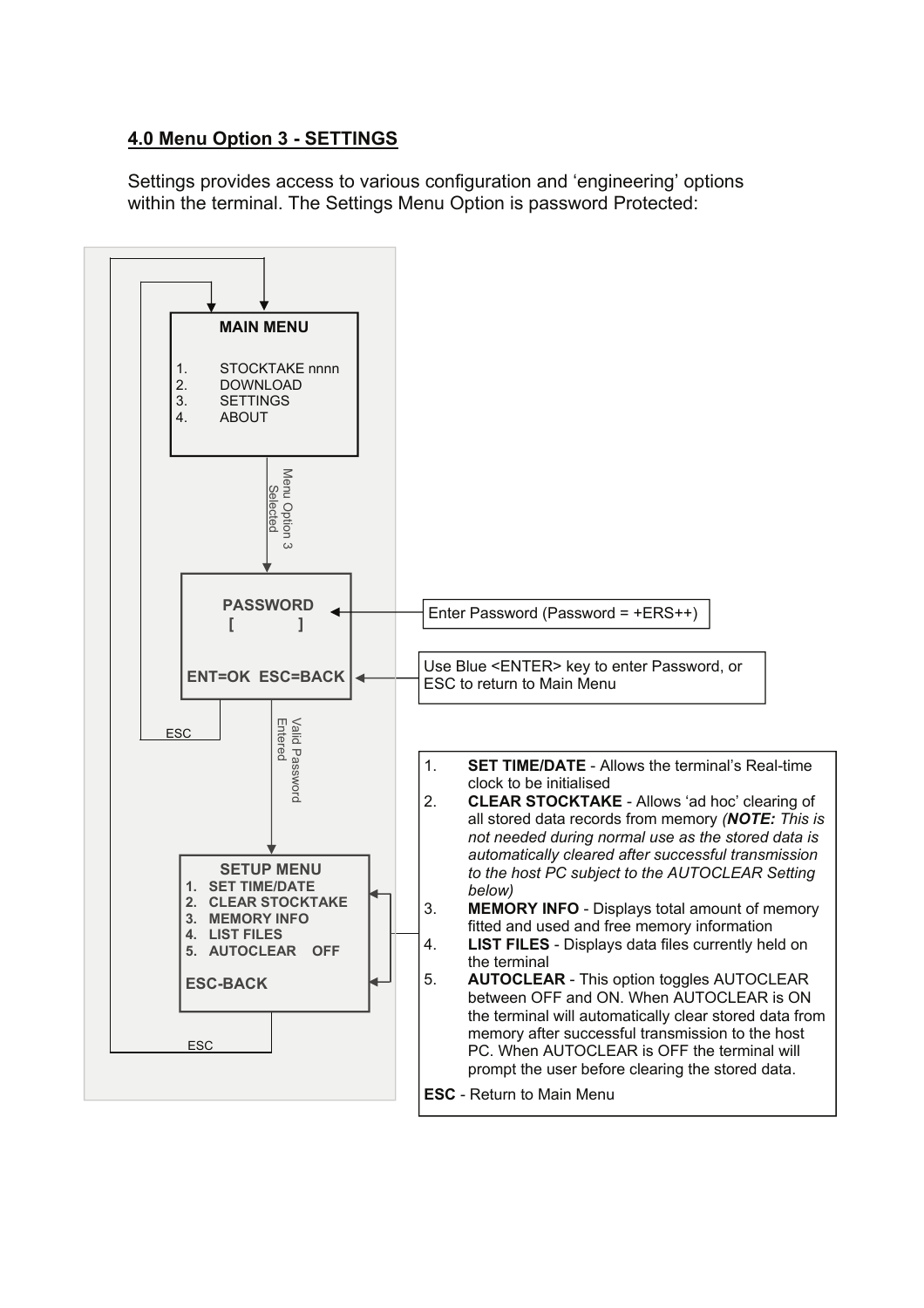## 4.0 Menu Option 3 - SETTINGS

Settings provides access to various configuration and 'engineering' options within the terminal. The Settings Menu Option is password Protected:

**MAIN MENU**

1. STOCKTAKE nnnn
2. DOWNLOAD
3. SETTINGS
4. ABOUT

Menu Option 3 Selected

**PASSWORD**
**[ ]**

**ENT=OK ESC=BACK**

Enter Password (Password = +ERS++)

Use Blue <ENTER> key to enter Password, or ESC to return to Main Menu

ESC

Valid Password Entered

**SETUP MENU**

1. **SET TIME/DATE**
2. **CLEAR STOCKTAKE**
3. **MEMORY INFO**
4. **LIST FILES**
5. **AUTOCLEAR OFF**

**ESC-BACK**

ESC

1. **SET TIME/DATE** - Allows the terminal's Real-time clock to be initialised
2. **CLEAR STOCKTAKE** - Allows 'ad hoc' clearing of all stored data records from memory *(**NOTE:** This is not needed during normal use as the stored data is automatically cleared after successful transmission to the host PC subject to the AUTOCLEAR Setting below)*
3. **MEMORY INFO** - Displays total amount of memory fitted and used and free memory information
4. **LIST FILES** - Displays data files currently held on the terminal
5. **AUTOCLEAR** - This option toggles AUTOCLEAR between OFF and ON. When AUTOCLEAR is ON the terminal will automatically clear stored data from memory after successful transmission to the host PC. When AUTOCLEAR is OFF the terminal will prompt the user before clearing the stored data.

**ESC** - Return to Main Menu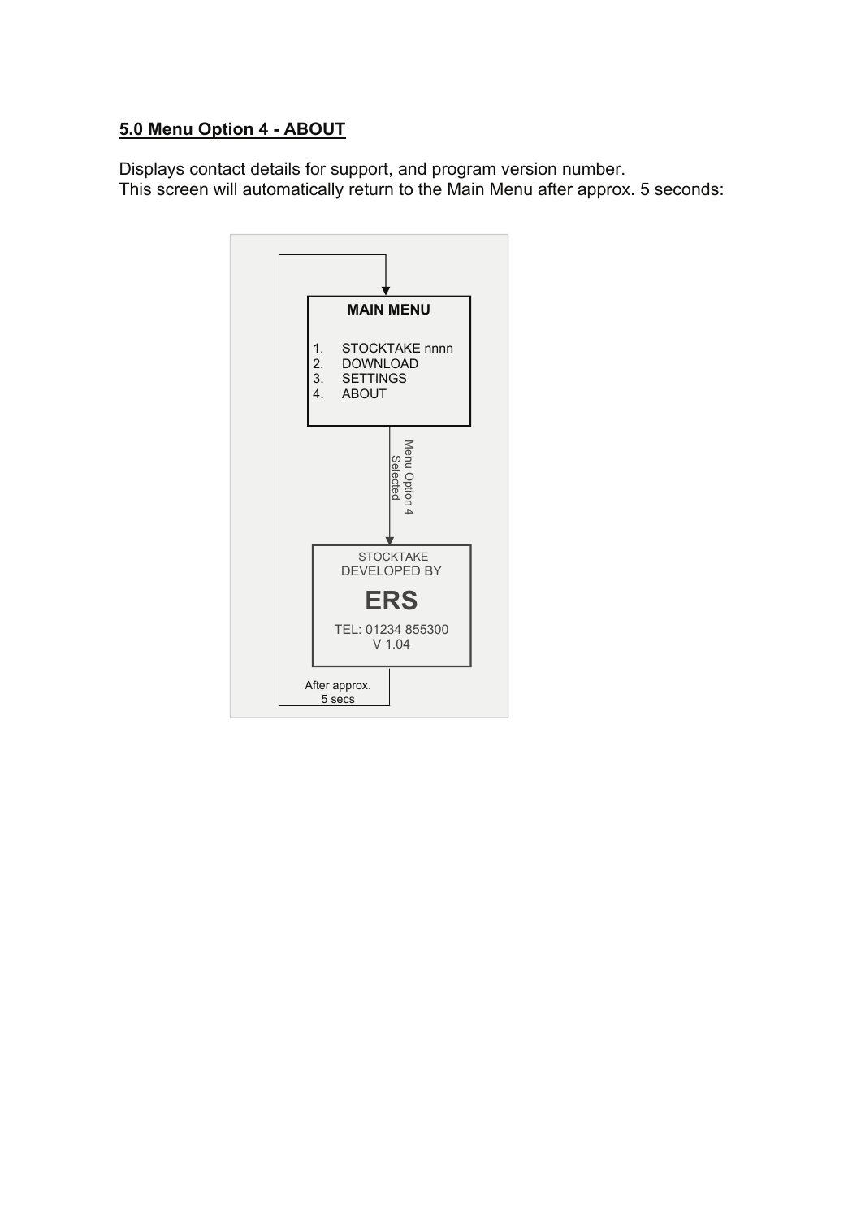## 5.0 Menu Option 4 - ABOUT

Displays contact details for support, and program version number.
This screen will automatically return to the Main Menu after approx. 5 seconds:

MAIN MENU

1. STOCKTAKE nnnn
2. DOWNLOAD
3. SETTINGS
4. ABOUT

Menu Option 4 Selected

STOCKTAKE
DEVELOPED BY

ERS

TEL: 01234 855300
V 1.04

After approx. 5 secs